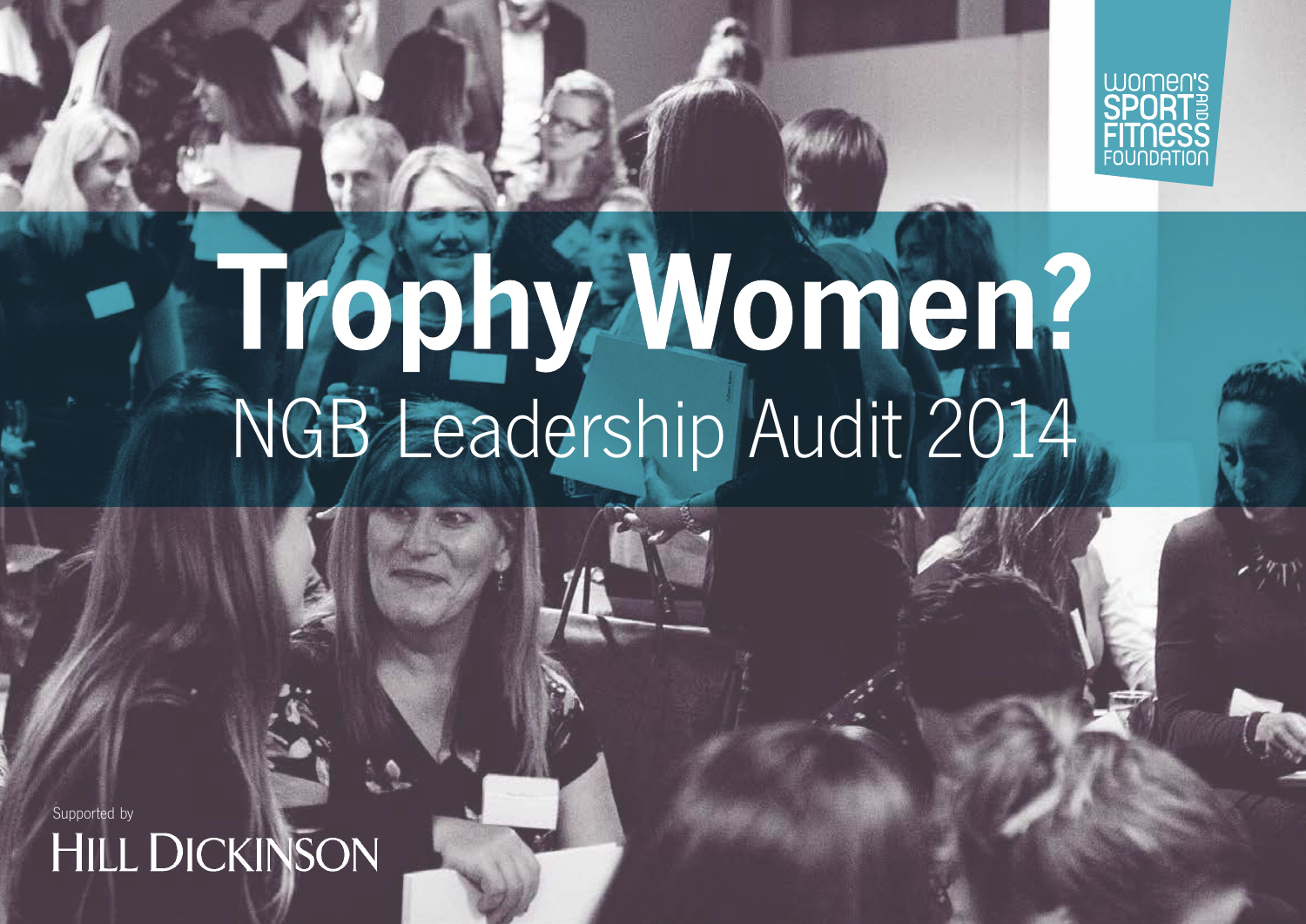Women's Sport and Fitness Foundation

# Trophy Women?

## NGB Leadership Audit 2014

Supported by

HILL DICKINSON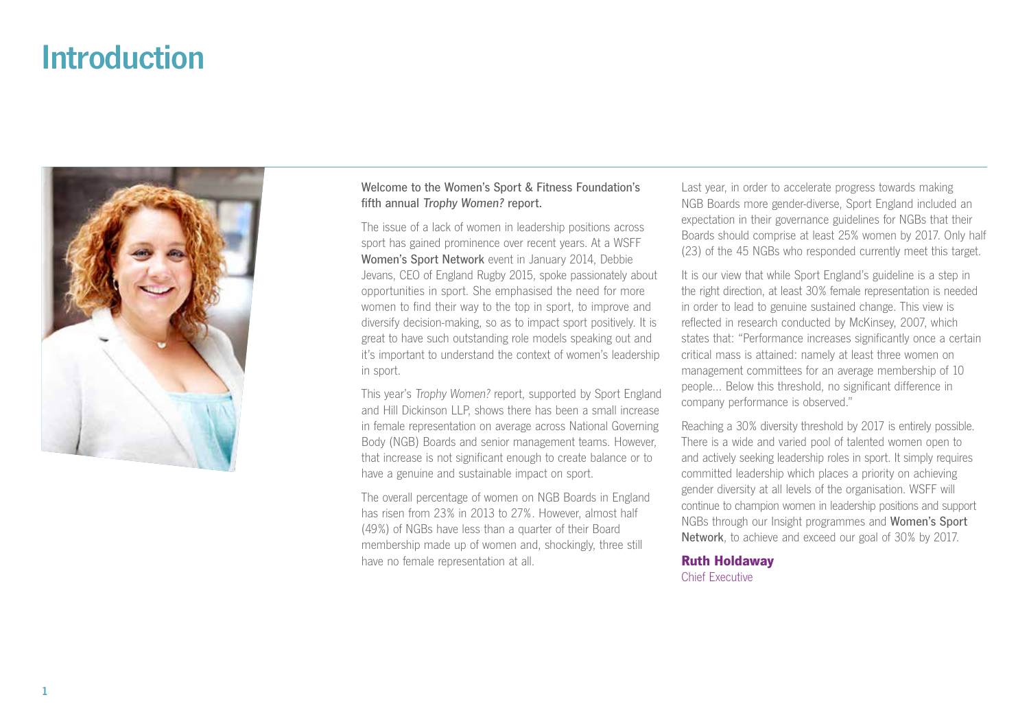# Introduction

**Welcome to the Women's Sport & Fitness Foundation's fifth annual *Trophy Women?* report.**

The issue of a lack of women in leadership positions across sport has gained prominence over recent years. At a WSFF **Women's Sport Network** event in January 2014, Debbie Jevans, CEO of England Rugby 2015, spoke passionately about opportunities in sport. She emphasised the need for more women to find their way to the top in sport, to improve and diversify decision-making, so as to impact sport positively. It is great to have such outstanding role models speaking out and it's important to understand the context of women's leadership in sport.

This year's *Trophy Women?* report, supported by Sport England and Hill Dickinson LLP, shows there has been a small increase in female representation on average across National Governing Body (NGB) Boards and senior management teams. However, that increase is not significant enough to create balance or to have a genuine and sustainable impact on sport.

The overall percentage of women on NGB Boards in England has risen from 23% in 2013 to 27%. However, almost half (49%) of NGBs have less than a quarter of their Board membership made up of women and, shockingly, three still have no female representation at all.

Last year, in order to accelerate progress towards making NGB Boards more gender-diverse, Sport England included an expectation in their governance guidelines for NGBs that their Boards should comprise at least 25% women by 2017. Only half (23) of the 45 NGBs who responded currently meet this target.

It is our view that while Sport England's guideline is a step in the right direction, at least 30% female representation is needed in order to lead to genuine sustained change. This view is reflected in research conducted by McKinsey, 2007, which states that: "Performance increases significantly once a certain critical mass is attained: namely at least three women on management committees for an average membership of 10 people... Below this threshold, no significant difference in company performance is observed."

Reaching a 30% diversity threshold by 2017 is entirely possible. There is a wide and varied pool of talented women open to and actively seeking leadership roles in sport. It simply requires committed leadership which places a priority on achieving gender diversity at all levels of the organisation. WSFF will continue to champion women in leadership positions and support NGBs through our Insight programmes and **Women's Sport Network**, to achieve and exceed our goal of 30% by 2017.

**Ruth Holdaway**
Chief Executive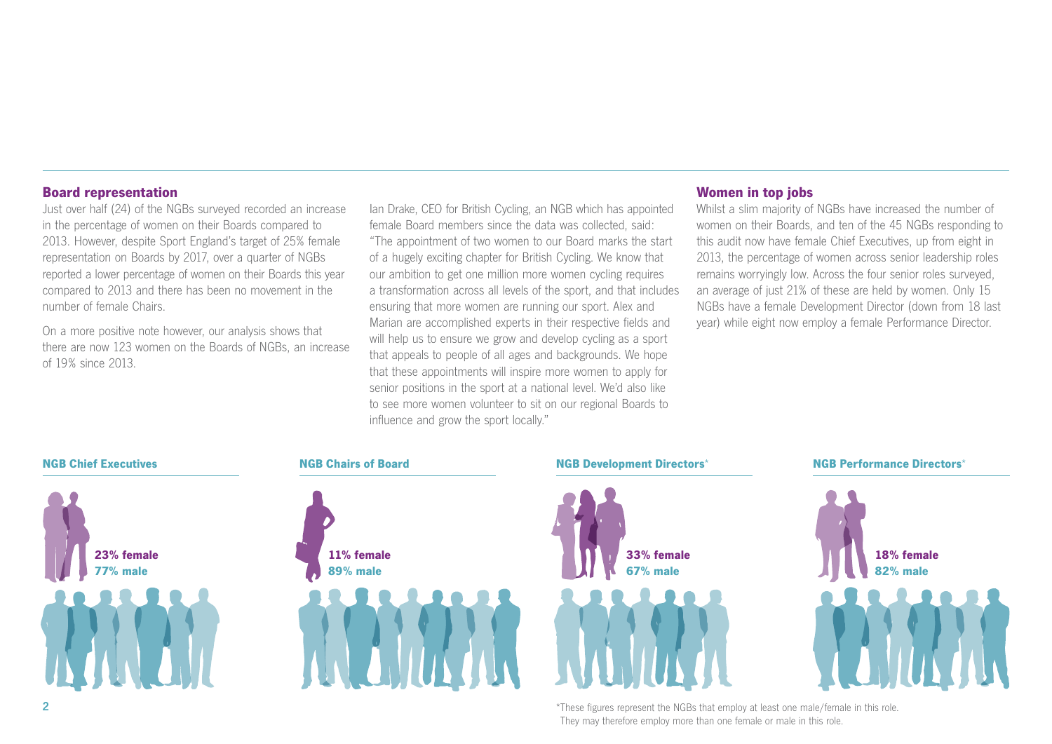## Board representation

Just over half (24) of the NGBs surveyed recorded an increase in the percentage of women on their Boards compared to 2013. However, despite Sport England's target of 25% female representation on Boards by 2017, over a quarter of NGBs reported a lower percentage of women on their Boards this year compared to 2013 and there has been no movement in the number of female Chairs.

On a more positive note however, our analysis shows that there are now 123 women on the Boards of NGBs, an increase of 19% since 2013.

Ian Drake, CEO for British Cycling, an NGB which has appointed female Board members since the data was collected, said: "The appointment of two women to our Board marks the start of a hugely exciting chapter for British Cycling. We know that our ambition to get one million more women cycling requires a transformation across all levels of the sport, and that includes ensuring that more women are running our sport. Alex and Marian are accomplished experts in their respective fields and will help us to ensure we grow and develop cycling as a sport that appeals to people of all ages and backgrounds. We hope that these appointments will inspire more women to apply for senior positions in the sport at a national level. We'd also like to see more women volunteer to sit on our regional Boards to influence and grow the sport locally."

## Women in top jobs

Whilst a slim majority of NGBs have increased the number of women on their Boards, and ten of the 45 NGBs responding to this audit now have female Chief Executives, up from eight in 2013, the percentage of women across senior leadership roles remains worryingly low. Across the four senior roles surveyed, an average of just 21% of these are held by women. Only 15 NGBs have a female Development Director (down from 18 last year) while eight now employ a female Performance Director.

### NGB Chief Executives

**23% female**
**77% male**

### NGB Chairs of Board

**11% female**
**89% male**

### NGB Development Directors*

**33% female**
**67% male**

### NGB Performance Directors*

**18% female**
**82% male**

*These figures represent the NGBs that employ at least one male/female in this role. They may therefore employ more than one female or male in this role.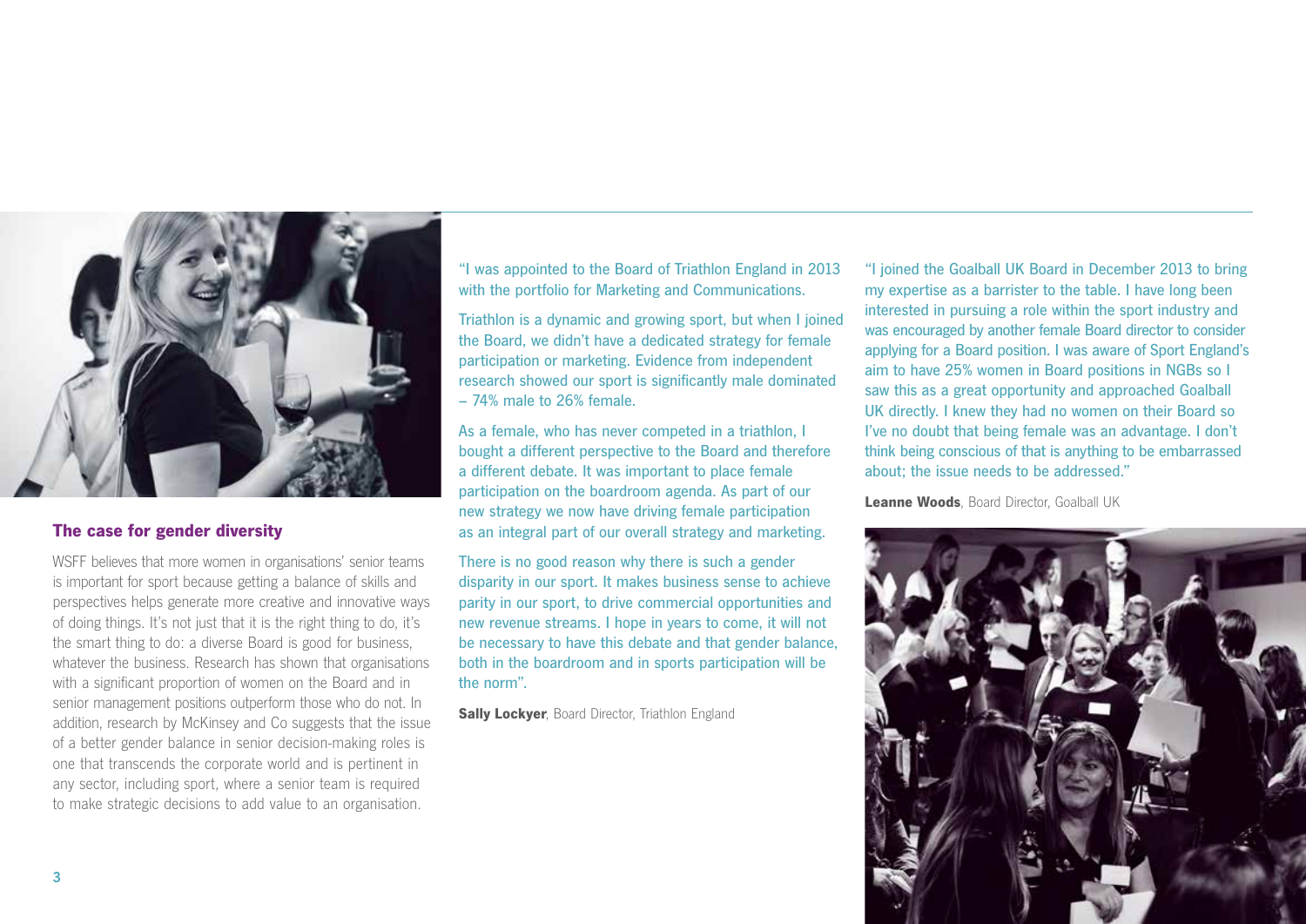## The case for gender diversity

WSFF believes that more women in organisations' senior teams is important for sport because getting a balance of skills and perspectives helps generate more creative and innovative ways of doing things. It's not just that it is the right thing to do, it's the smart thing to do: a diverse Board is good for business, whatever the business. Research has shown that organisations with a significant proportion of women on the Board and in senior management positions outperform those who do not. In addition, research by McKinsey and Co suggests that the issue of a better gender balance in senior decision-making roles is one that transcends the corporate world and is pertinent in any sector, including sport, where a senior team is required to make strategic decisions to add value to an organisation.

"I was appointed to the Board of Triathlon England in 2013 with the portfolio for Marketing and Communications.

Triathlon is a dynamic and growing sport, but when I joined the Board, we didn't have a dedicated strategy for female participation or marketing. Evidence from independent research showed our sport is significantly male dominated – 74% male to 26% female.

As a female, who has never competed in a triathlon, I bought a different perspective to the Board and therefore a different debate. It was important to place female participation on the boardroom agenda. As part of our new strategy we now have driving female participation as an integral part of our overall strategy and marketing.

There is no good reason why there is such a gender disparity in our sport. It makes business sense to achieve parity in our sport, to drive commercial opportunities and new revenue streams. I hope in years to come, it will not be necessary to have this debate and that gender balance, both in the boardroom and in sports participation will be the norm".

**Sally Lockyer**, Board Director, Triathlon England

"I joined the Goalball UK Board in December 2013 to bring my expertise as a barrister to the table. I have long been interested in pursuing a role within the sport industry and was encouraged by another female Board director to consider applying for a Board position. I was aware of Sport England's aim to have 25% women in Board positions in NGBs so I saw this as a great opportunity and approached Goalball UK directly. I knew they had no women on their Board so I've no doubt that being female was an advantage. I don't think being conscious of that is anything to be embarrassed about; the issue needs to be addressed."

**Leanne Woods**, Board Director, Goalball UK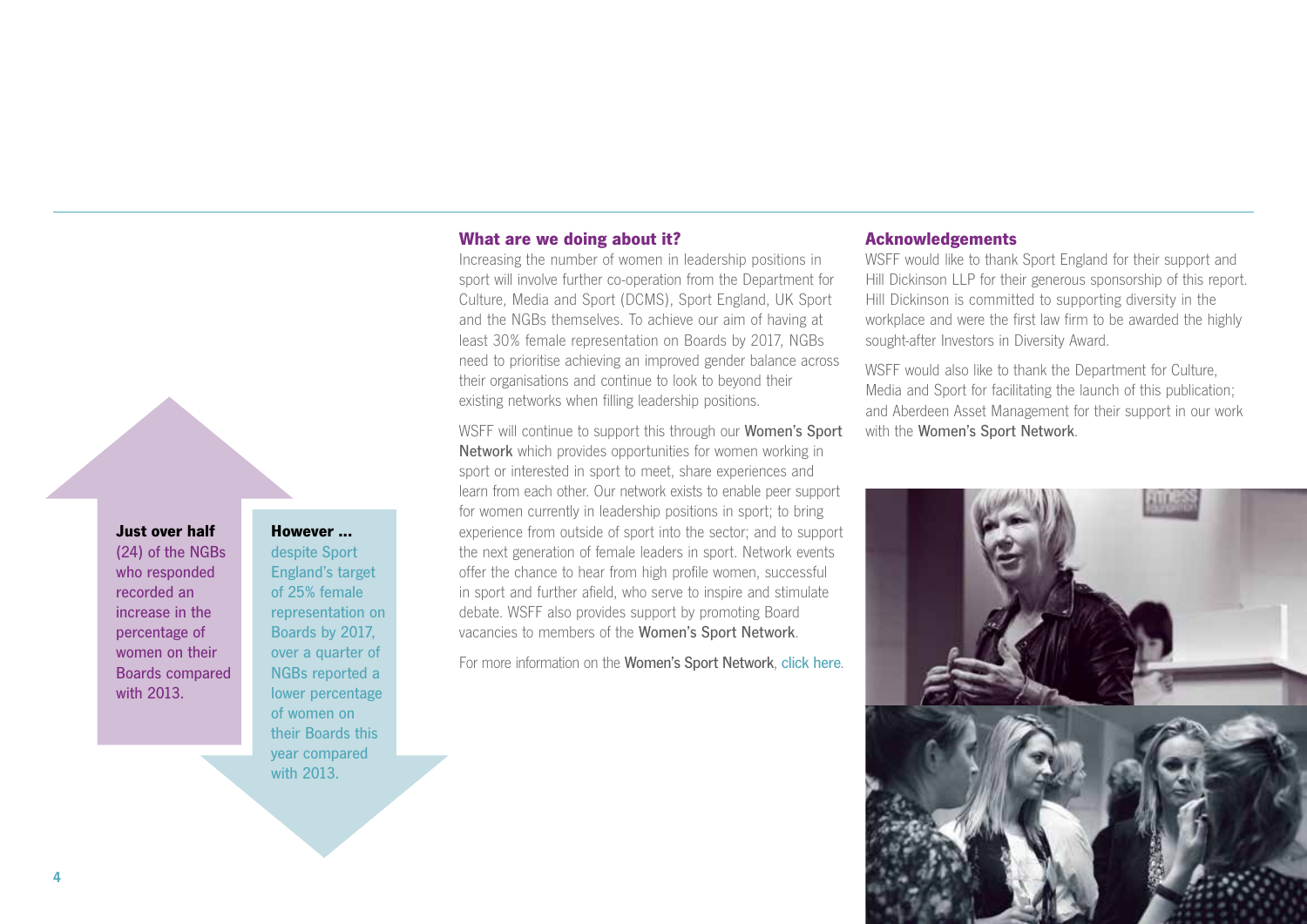**Just over half** (24) of the NGBs who responded recorded an increase in the percentage of women on their Boards compared with 2013.

**However ...** despite Sport England's target of 25% female representation on Boards by 2017, over a quarter of NGBs reported a lower percentage of women on their Boards this year compared with 2013.

## What are we doing about it?

Increasing the number of women in leadership positions in sport will involve further co-operation from the Department for Culture, Media and Sport (DCMS), Sport England, UK Sport and the NGBs themselves. To achieve our aim of having at least 30% female representation on Boards by 2017, NGBs need to prioritise achieving an improved gender balance across their organisations and continue to look to beyond their existing networks when filling leadership positions.

WSFF will continue to support this through our Women's Sport Network which provides opportunities for women working in sport or interested in sport to meet, share experiences and learn from each other. Our network exists to enable peer support for women currently in leadership positions in sport; to bring experience from outside of sport into the sector; and to support the next generation of female leaders in sport. Network events offer the chance to hear from high profile women, successful in sport and further afield, who serve to inspire and stimulate debate. WSFF also provides support by promoting Board vacancies to members of the Women's Sport Network.

For more information on the Women's Sport Network, click here.

## Acknowledgements

WSFF would like to thank Sport England for their support and Hill Dickinson LLP for their generous sponsorship of this report. Hill Dickinson is committed to supporting diversity in the workplace and were the first law firm to be awarded the highly sought-after Investors in Diversity Award.

WSFF would also like to thank the Department for Culture, Media and Sport for facilitating the launch of this publication; and Aberdeen Asset Management for their support in our work with the Women's Sport Network.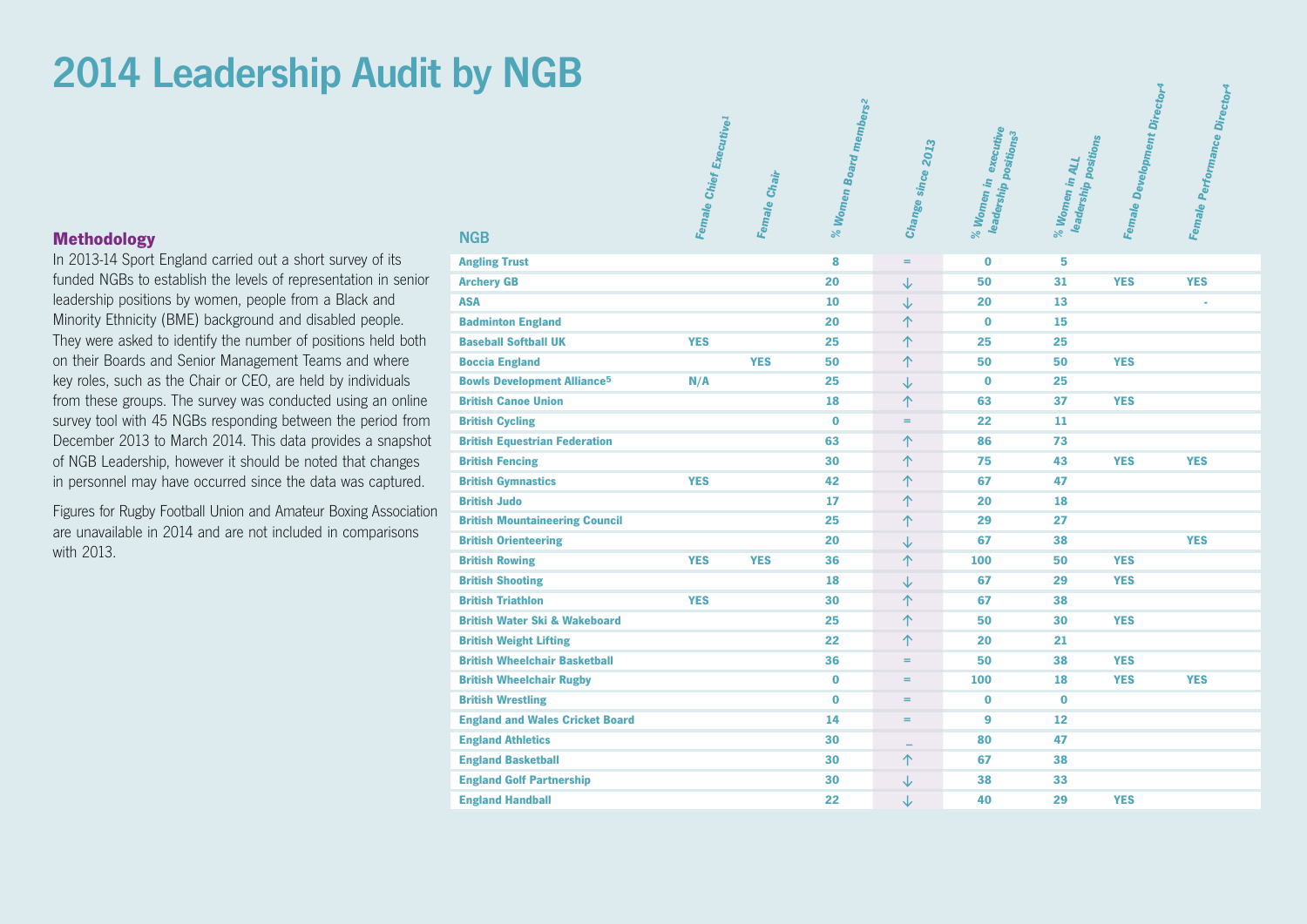# 2014 Leadership Audit by NGB

### Methodology

In 2013-14 Sport England carried out a short survey of its funded NGBs to establish the levels of representation in senior leadership positions by women, people from a Black and Minority Ethnicity (BME) background and disabled people. They were asked to identify the number of positions held both on their Boards and Senior Management Teams and where key roles, such as the Chair or CEO, are held by individuals from these groups. The survey was conducted using an online survey tool with 45 NGBs responding between the period from December 2013 to March 2014. This data provides a snapshot of NGB Leadership, however it should be noted that changes in personnel may have occurred since the data was captured.

Figures for Rugby Football Union and Amateur Boxing Association are unavailable in 2014 and are not included in comparisons with 2013.

| NGB | Female Chief Executive[1] | Female Chair | % Women Board members[2] | Change since 2013 | % Women in executive leadership positions[3] | % Women in ALL leadership positions | Female Development Director[4] | Female Performance Director[4] |
|---|---|---|---|---|---|---|---|---|
| Angling Trust | | | 8 | = | 0 | 5 | | |
| Archery GB | | | 20 | ↓ | 50 | 31 | YES | YES |
| ASA | | | 10 | ↓ | 20 | 13 | | - |
| Badminton England | | | 20 | ↑ | 0 | 15 | | |
| Baseball Softball UK | YES | | 25 | ↑ | 25 | 25 | | |
| Boccia England | | YES | 50 | ↑ | 50 | 50 | YES | |
| Bowls Development Alliance[5] | N/A | | 25 | ↓ | 0 | 25 | | |
| British Canoe Union | | | 18 | ↑ | 63 | 37 | YES | |
| British Cycling | | | 0 | = | 22 | 11 | | |
| British Equestrian Federation | | | 63 | ↑ | 86 | 73 | | |
| British Fencing | | | 30 | ↑ | 75 | 43 | YES | YES |
| British Gymnastics | YES | | 42 | ↑ | 67 | 47 | | |
| British Judo | | | 17 | ↑ | 20 | 18 | | |
| British Mountaineering Council | | | 25 | ↑ | 29 | 27 | | |
| British Orienteering | | | 20 | ↓ | 67 | 38 | | YES |
| British Rowing | YES | YES | 36 | ↑ | 100 | 50 | YES | |
| British Shooting | | | 18 | ↓ | 67 | 29 | YES | |
| British Triathlon | YES | | 30 | ↑ | 67 | 38 | | |
| British Water Ski & Wakeboard | | | 25 | ↑ | 50 | 30 | YES | |
| British Weight Lifting | | | 22 | ↑ | 20 | 21 | | |
| British Wheelchair Basketball | | | 36 | = | 50 | 38 | YES | |
| British Wheelchair Rugby | | | 0 | = | 100 | 18 | YES | YES |
| British Wrestling | | | 0 | = | 0 | 0 | | |
| England and Wales Cricket Board | | | 14 | = | 9 | 12 | | |
| England Athletics | | | 30 | – | 80 | 47 | | |
| England Basketball | | | 30 | ↑ | 67 | 38 | | |
| England Golf Partnership | | | 30 | ↓ | 38 | 33 | | |
| England Handball | | | 22 | ↓ | 40 | 29 | YES | |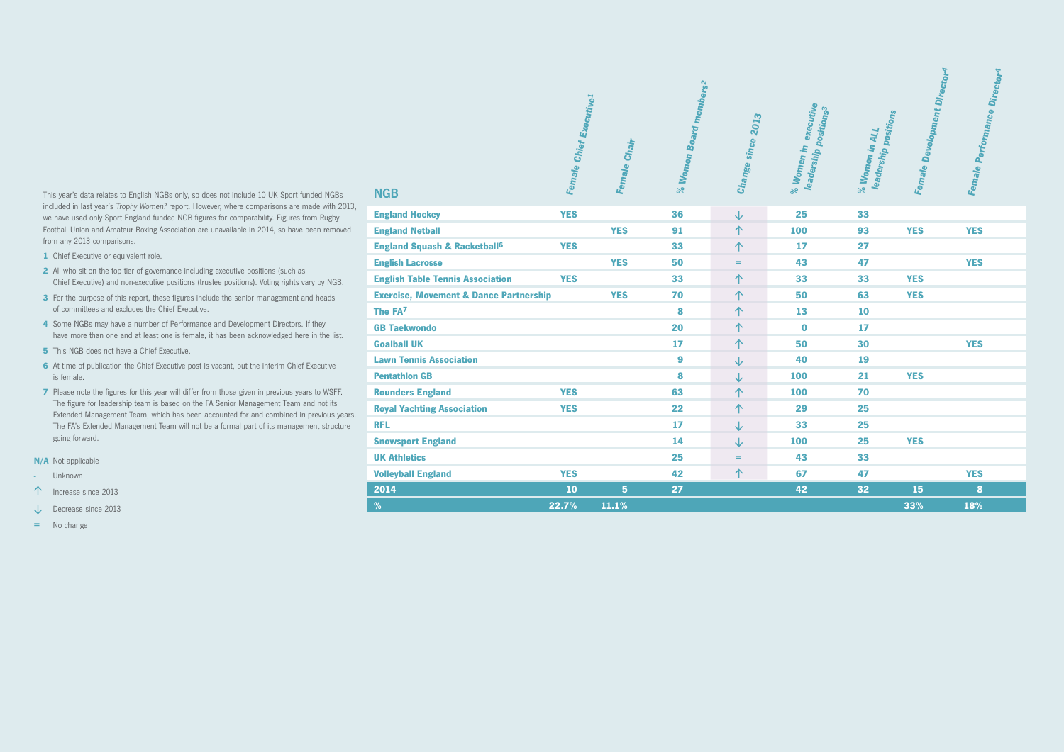This year's data relates to English NGBs only, so does not include 10 UK Sport funded NGBs included in last year's *Trophy Women?* report. However, where comparisons are made with 2013, we have used only Sport England funded NGB figures for comparability. Figures from Rugby Football Union and Amateur Boxing Association are unavailable in 2014, so have been removed from any 2013 comparisons.

1. Chief Executive or equivalent role.
2. All who sit on the top tier of governance including executive positions (such as Chief Executive) and non-executive positions (trustee positions). Voting rights vary by NGB.
3. For the purpose of this report, these figures include the senior management and heads of committees and excludes the Chief Executive.
4. Some NGBs may have a number of Performance and Development Directors. If they have more than one and at least one is female, it has been acknowledged here in the list.
5. This NGB does not have a Chief Executive.
6. At time of publication the Chief Executive post is vacant, but the interim Chief Executive is female.
7. Please note the figures for this year will differ from those given in previous years to WSFF. The figure for leadership team is based on the FA Senior Management Team and not its Extended Management Team, which has been accounted for and combined in previous years. The FA's Extended Management Team will not be a formal part of its management structure going forward.

**N/A** Not applicable

**-** Unknown

↑ Increase since 2013

↓ Decrease since 2013

= No change

| NGB | Female Chief Executive[1] | Female Chair | % Women Board members[2] | Change since 2013 | % Women in executive leadership positions[3] | % Women in ALL leadership positions | Female Development Director[4] | Female Performance Director[4] |
|---|---|---|---|---|---|---|---|---|
| England Hockey | YES | | 36 | ↓ | 25 | 33 | | |
| England Netball | | YES | 91 | ↑ | 100 | 93 | YES | YES |
| England Squash & Racketball[6] | YES | | 33 | ↑ | 17 | 27 | | |
| English Lacrosse | | YES | 50 | = | 43 | 47 | | YES |
| English Table Tennis Association | YES | | 33 | ↑ | 33 | 33 | YES | |
| Exercise, Movement & Dance Partnership | | YES | 70 | ↑ | 50 | 63 | YES | |
| The FA[7] | | | 8 | ↑ | 13 | 10 | | |
| GB Taekwondo | | | 20 | ↑ | 0 | 17 | | |
| Goalball UK | | | 17 | ↑ | 50 | 30 | | YES |
| Lawn Tennis Association | | | 9 | ↓ | 40 | 19 | | |
| Pentathlon GB | | | 8 | ↓ | 100 | 21 | YES | |
| Rounders England | YES | | 63 | ↑ | 100 | 70 | | |
| Royal Yachting Association | YES | | 22 | ↑ | 29 | 25 | | |
| RFL | | | 17 | ↓ | 33 | 25 | | |
| Snowsport England | | | 14 | ↓ | 100 | 25 | YES | |
| UK Athletics | | | 25 | = | 43 | 33 | | |
| Volleyball England | YES | | 42 | ↑ | 67 | 47 | | YES |
| **2014** | **10** | **5** | **27** | | **42** | **32** | **15** | **8** |
| **%** | **22.7%** | **11.1%** | | | | | **33%** | **18%** |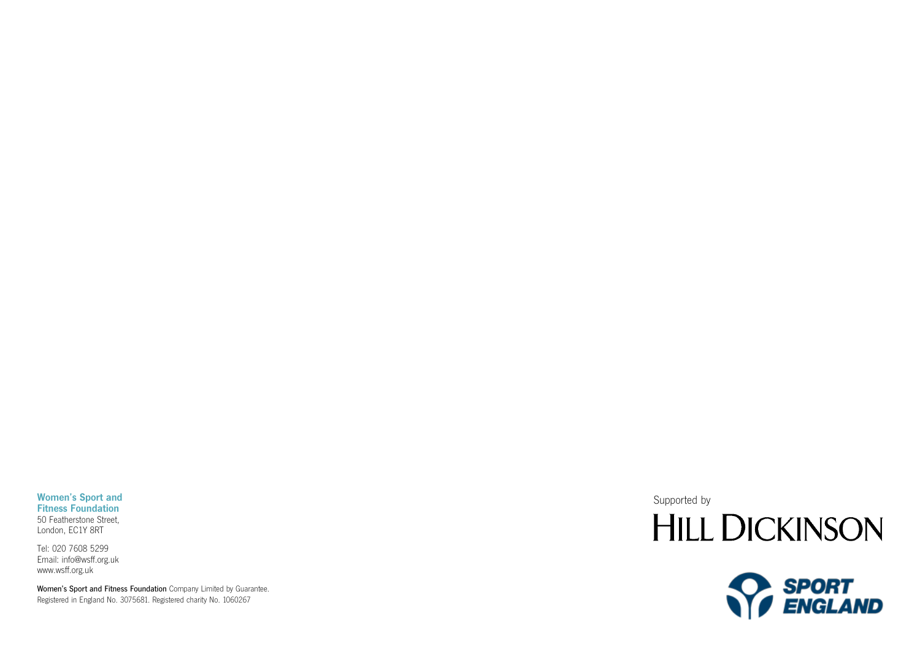**Women's Sport and Fitness Foundation**
50 Featherstone Street,
London, EC1Y 8RT

Tel: 020 7608 5299
Email: info@wsff.org.uk
www.wsff.org.uk

**Women's Sport and Fitness Foundation** Company Limited by Guarantee.
Registered in England No. 3075681. Registered charity No. 1060267

Supported by

HILL DICKINSON

SPORT ENGLAND